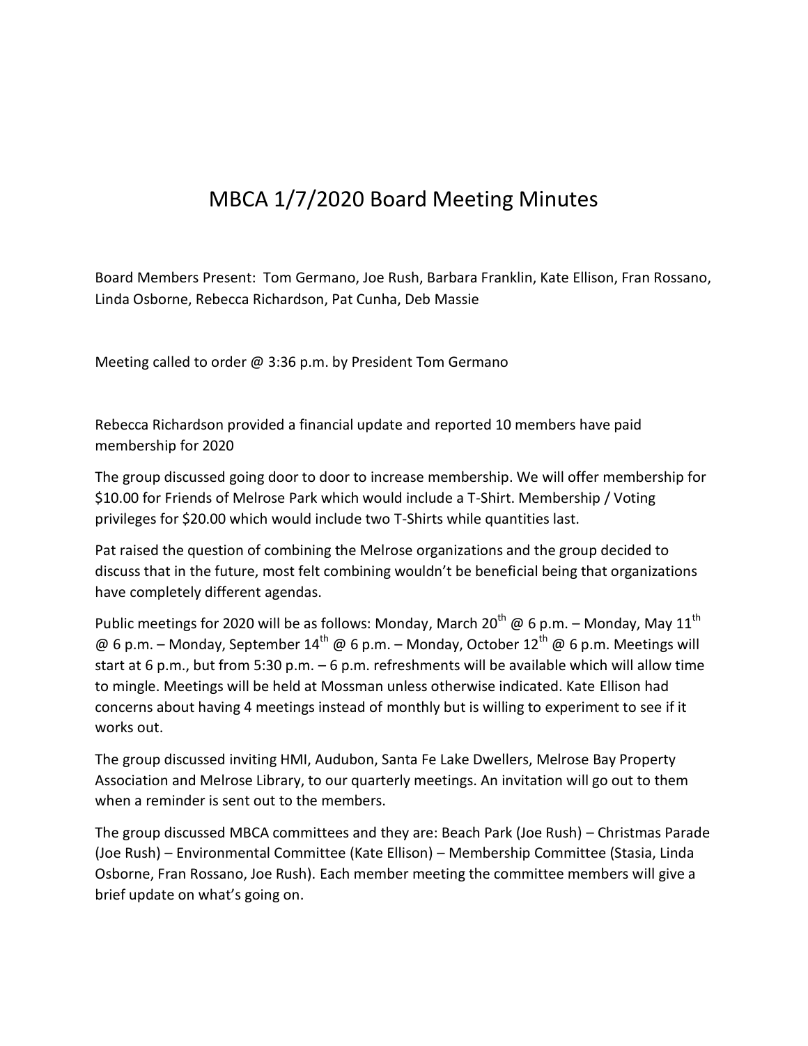# MBCA 1/7/2020 Board Meeting Minutes

Board Members Present: Tom Germano, Joe Rush, Barbara Franklin, Kate Ellison, Fran Rossano, Linda Osborne, Rebecca Richardson, Pat Cunha, Deb Massie

Meeting called to order @ 3:36 p.m. by President Tom Germano

Rebecca Richardson provided a financial update and reported 10 members have paid membership for 2020

The group discussed going door to door to increase membership. We will offer membership for $10.00 for Friends of Melrose Park which would include a T-Shirt. Membership / Voting privileges for $20.00 which would include two T-Shirts while quantities last.

Pat raised the question of combining the Melrose organizations and the group decided to discuss that in the future, most felt combining wouldn't be beneficial being that organizations have completely different agendas.

Public meetings for 2020 will be as follows: Monday, March 20th @ 6 p.m. – Monday, May 11th @ 6 p.m. – Monday, September 14th @ 6 p.m. – Monday, October 12th @ 6 p.m. Meetings will start at 6 p.m., but from 5:30 p.m. – 6 p.m. refreshments will be available which will allow time to mingle. Meetings will be held at Mossman unless otherwise indicated. Kate Ellison had concerns about having 4 meetings instead of monthly but is willing to experiment to see if it works out.

The group discussed inviting HMI, Audubon, Santa Fe Lake Dwellers, Melrose Bay Property Association and Melrose Library, to our quarterly meetings. An invitation will go out to them when a reminder is sent out to the members.

The group discussed MBCA committees and they are: Beach Park (Joe Rush) – Christmas Parade (Joe Rush) – Environmental Committee (Kate Ellison) – Membership Committee (Stasia, Linda Osborne, Fran Rossano, Joe Rush). Each member meeting the committee members will give a brief update on what's going on.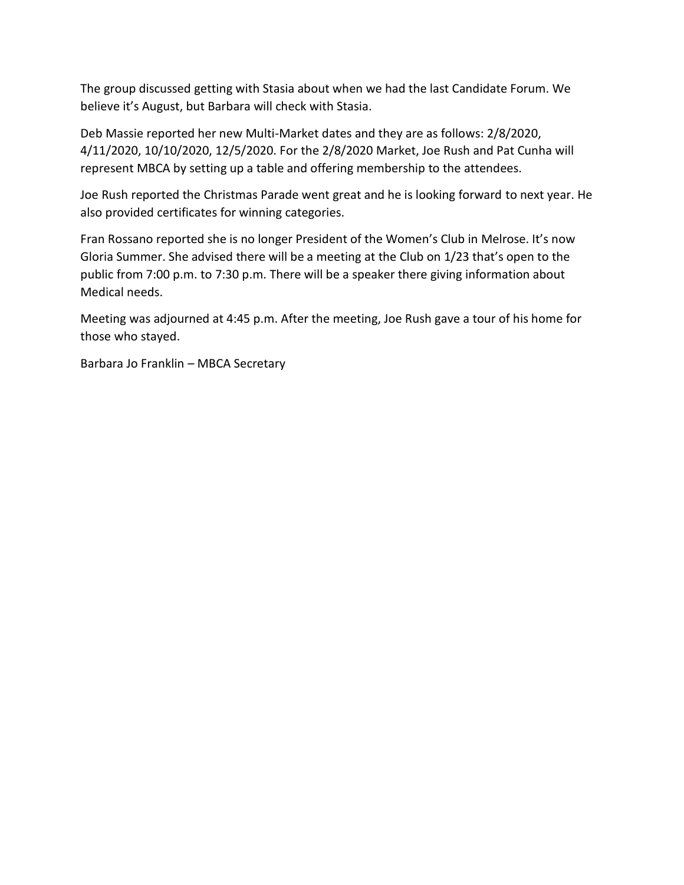The group discussed getting with Stasia about when we had the last Candidate Forum. We believe it's August, but Barbara will check with Stasia.

Deb Massie reported her new Multi-Market dates and they are as follows: 2/8/2020, 4/11/2020, 10/10/2020, 12/5/2020. For the 2/8/2020 Market, Joe Rush and Pat Cunha will represent MBCA by setting up a table and offering membership to the attendees.

Joe Rush reported the Christmas Parade went great and he is looking forward to next year. He also provided certificates for winning categories.

Fran Rossano reported she is no longer President of the Women's Club in Melrose. It's now Gloria Summer. She advised there will be a meeting at the Club on 1/23 that's open to the public from 7:00 p.m. to 7:30 p.m. There will be a speaker there giving information about Medical needs.

Meeting was adjourned at 4:45 p.m. After the meeting, Joe Rush gave a tour of his home for those who stayed.

Barbara Jo Franklin – MBCA Secretary